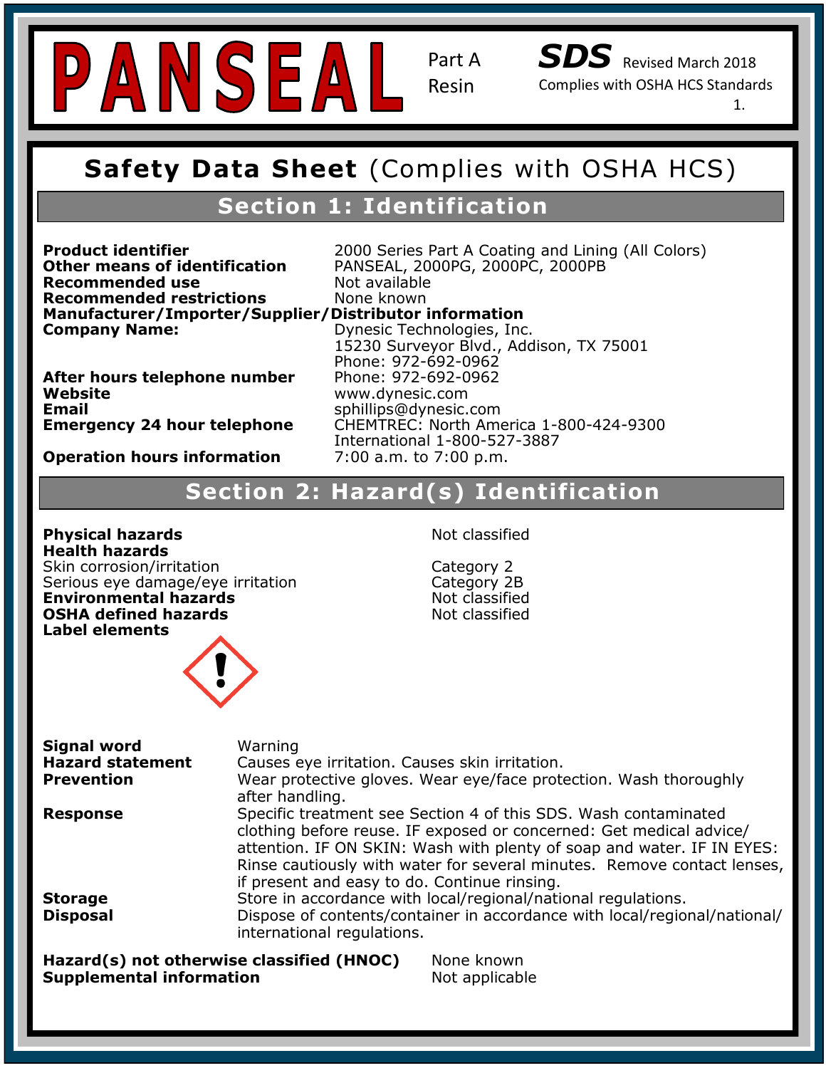# PANSEAL

Part A Resin

**SDS** Revised March 2018

Complies with OSHA HCS Standards

## Safety Data Sheet (Complies with OSHA HCS)

## Section 1: Identification

| | |
|---|---|
| **Product identifier** | 2000 Series Part A Coating and Lining (All Colors) |
| **Other means of identification** | PANSEAL, 2000PG, 2000PC, 2000PB |
| **Recommended use** | Not available |
| **Recommended restrictions** | None known |

**Manufacturer/Importer/Supplier/Distributor information**

| | |
|---|---|
| **Company Name:** | Dynesic Technologies, Inc.<br>15230 Surveyor Blvd., Addison, TX 75001<br>Phone: 972-692-0962 |
| **After hours telephone number** | Phone: 972-692-0962 |
| **Website** | www.dynesic.com |
| **Email** | sphillips@dynesic.com |
| **Emergency 24 hour telephone** | CHEMTREC: North America 1-800-424-9300<br>International 1-800-527-3887 |
| **Operation hours information** | 7:00 a.m. to 7:00 p.m. |

## Section 2: Hazard(s) Identification

| | |
|---|---|
| **Physical hazards** | Not classified |
| **Health hazards** | |
| Skin corrosion/irritation | Category 2 |
| Serious eye damage/eye irritation | Category 2B |
| **Environmental hazards** | Not classified |
| **OSHA defined hazards** | Not classified |

**Label elements**

| | |
|---|---|
| **Signal word** | Warning |
| **Hazard statement** | Causes eye irritation. Causes skin irritation. |
| **Prevention** | Wear protective gloves. Wear eye/face protection. Wash thoroughly after handling. |
| **Response** | Specific treatment see Section 4 of this SDS. Wash contaminated clothing before reuse. IF exposed or concerned: Get medical advice/attention. IF ON SKIN: Wash with plenty of soap and water. IF IN EYES: Rinse cautiously with water for several minutes. Remove contact lenses, if present and easy to do. Continue rinsing. |
| **Storage** | Store in accordance with local/regional/national regulations. |
| **Disposal** | Dispose of contents/container in accordance with local/regional/national/international regulations. |

| | |
|---|---|
| **Hazard(s) not otherwise classified (HNOC)** | None known |
| **Supplemental information** | Not applicable |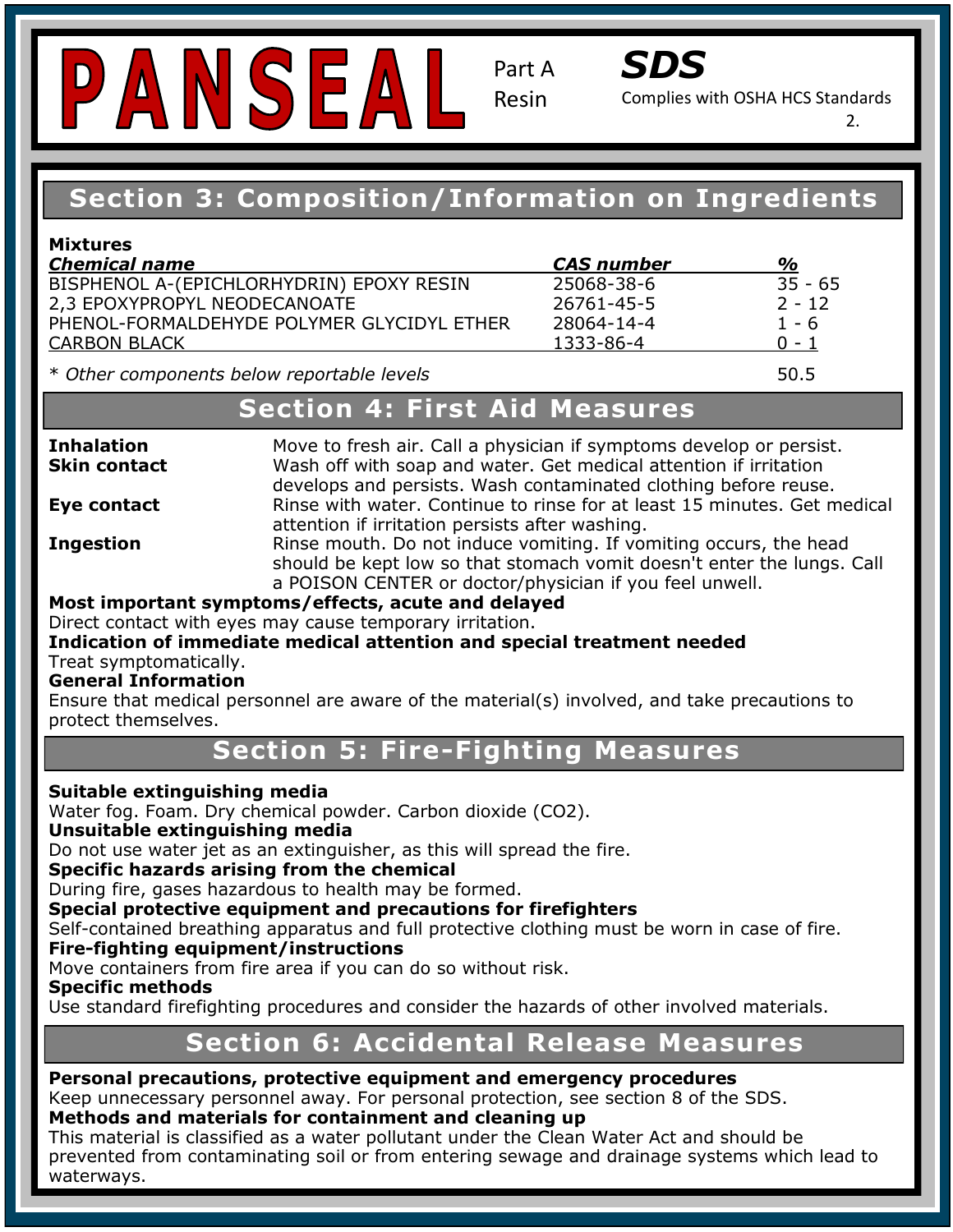# PANSEAL

Part A Resin

**SDS**

Complies with OSHA HCS Standards

## Section 3: Composition/Information on Ingredients

**Mixtures**

| *Chemical name* | *CAS number* | *%* |
|---|---|---|
| BISPHENOL A-(EPICHLORHYDRIN) EPOXY RESIN | 25068-38-6 | 35 - 65 |
| 2,3 EPOXYPROPYL NEODECANOATE | 26761-45-5 | 2 - 12 |
| PHENOL-FORMALDEHYDE POLYMER GLYCIDYL ETHER | 28064-14-4 | 1 - 6 |
| CARBON BLACK | 1333-86-4 | 0 - 1 |

*\* Other components below reportable levels* 50.5

## Section 4: First Aid Measures

**Inhalation** Move to fresh air. Call a physician if symptoms develop or persist.

**Skin contact** Wash off with soap and water. Get medical attention if irritation develops and persists. Wash contaminated clothing before reuse.

**Eye contact** Rinse with water. Continue to rinse for at least 15 minutes. Get medical attention if irritation persists after washing.

**Ingestion** Rinse mouth. Do not induce vomiting. If vomiting occurs, the head should be kept low so that stomach vomit doesn't enter the lungs. Call a POISON CENTER or doctor/physician if you feel unwell.

**Most important symptoms/effects, acute and delayed**

Direct contact with eyes may cause temporary irritation.

**Indication of immediate medical attention and special treatment needed**

Treat symptomatically.

**General Information**

Ensure that medical personnel are aware of the material(s) involved, and take precautions to protect themselves.

## Section 5: Fire-Fighting Measures

**Suitable extinguishing media**

Water fog. Foam. Dry chemical powder. Carbon dioxide ($CO_2$).

**Unsuitable extinguishing media**

Do not use water jet as an extinguisher, as this will spread the fire.

**Specific hazards arising from the chemical**

During fire, gases hazardous to health may be formed.

**Special protective equipment and precautions for firefighters**

Self-contained breathing apparatus and full protective clothing must be worn in case of fire.

**Fire-fighting equipment/instructions**

Move containers from fire area if you can do so without risk.

**Specific methods**

Use standard firefighting procedures and consider the hazards of other involved materials.

## Section 6: Accidental Release Measures

**Personal precautions, protective equipment and emergency procedures**

Keep unnecessary personnel away. For personal protection, see section 8 of the SDS.

**Methods and materials for containment and cleaning up**

This material is classified as a water pollutant under the Clean Water Act and should be prevented from contaminating soil or from entering sewage and drainage systems which lead to waterways.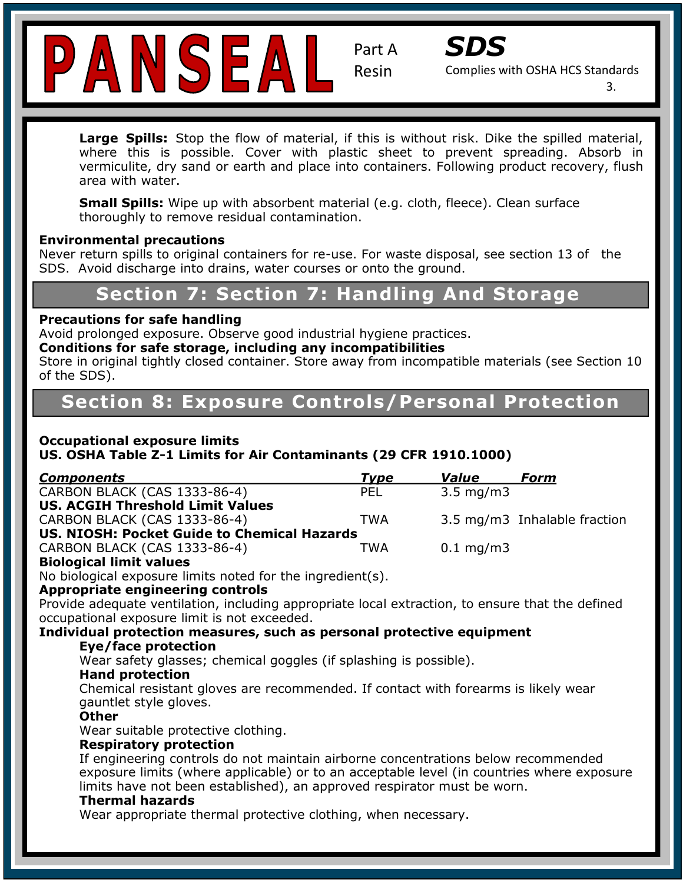**Large Spills:** Stop the flow of material, if this is without risk. Dike the spilled material, where this is possible. Cover with plastic sheet to prevent spreading. Absorb in vermiculite, dry sand or earth and place into containers. Following product recovery, flush area with water.

**Small Spills:** Wipe up with absorbent material (e.g. cloth, fleece). Clean surface thoroughly to remove residual contamination.

**Environmental precautions**
Never return spills to original containers for re-use. For waste disposal, see section 13 of the SDS. Avoid discharge into drains, water courses or onto the ground.

## Section 7: Section 7: Handling And Storage

**Precautions for safe handling**
Avoid prolonged exposure. Observe good industrial hygiene practices.
**Conditions for safe storage, including any incompatibilities**
Store in original tightly closed container. Store away from incompatible materials (see Section 10 of the SDS).

## Section 8: Exposure Controls/Personal Protection

**Occupational exposure limits**
**US. OSHA Table Z-1 Limits for Air Contaminants (29 CFR 1910.1000)**

| *Components* | *Type* | *Value* | *Form* |
|---|---|---|---|
| CARBON BLACK (CAS 1333-86-4) | PEL | 3.5 mg/m3 | |
| **US. ACGIH Threshold Limit Values** | | | |
| CARBON BLACK (CAS 1333-86-4) | TWA | 3.5 mg/m3 | Inhalable fraction |
| **US. NIOSH: Pocket Guide to Chemical Hazards** | | | |
| CARBON BLACK (CAS 1333-86-4) | TWA | 0.1 mg/m3 | |

**Biological limit values**
No biological exposure limits noted for the ingredient(s).
**Appropriate engineering controls**
Provide adequate ventilation, including appropriate local extraction, to ensure that the defined occupational exposure limit is not exceeded.
**Individual protection measures, such as personal protective equipment**

**Eye/face protection**
Wear safety glasses; chemical goggles (if splashing is possible).
**Hand protection**
Chemical resistant gloves are recommended. If contact with forearms is likely wear gauntlet style gloves.
**Other**
Wear suitable protective clothing.
**Respiratory protection**
If engineering controls do not maintain airborne concentrations below recommended exposure limits (where applicable) or to an acceptable level (in countries where exposure limits have not been established), an approved respirator must be worn.
**Thermal hazards**
Wear appropriate thermal protective clothing, when necessary.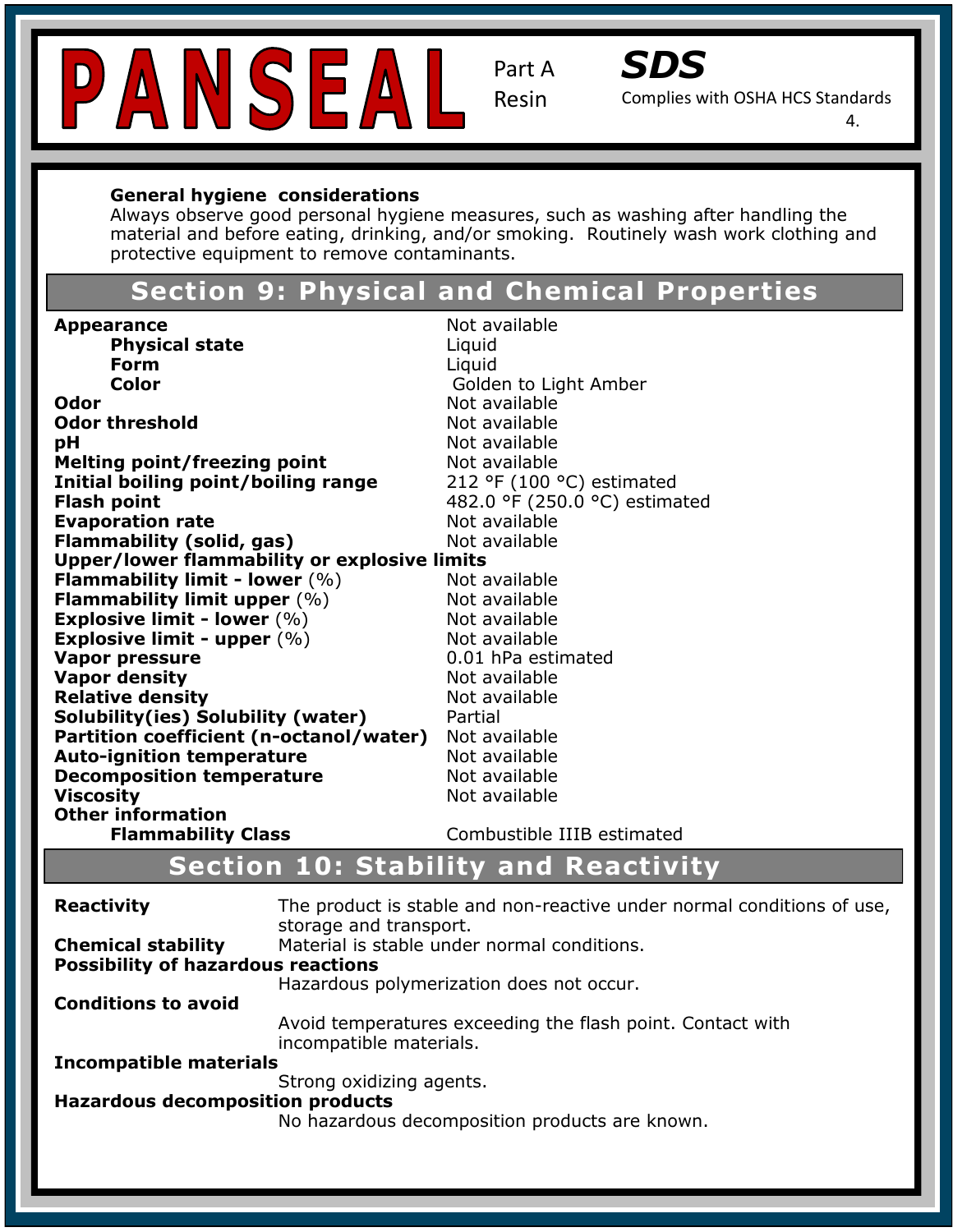**General hygiene considerations**
Always observe good personal hygiene measures, such as washing after handling the material and before eating, drinking, and/or smoking. Routinely wash work clothing and protective equipment to remove contaminants.

## Section 9: Physical and Chemical Properties

| Property | Value |
|---|---|
| **Appearance** | Not available |
| **Physical state** | Liquid |
| **Form** | Liquid |
| **Color** | Golden to Light Amber |
| **Odor** | Not available |
| **Odor threshold** | Not available |
| **pH** | Not available |
| **Melting point/freezing point** | Not available |
| **Initial boiling point/boiling range** | 212 °F (100 °C) estimated |
| **Flash point** | 482.0 °F (250.0 °C) estimated |
| **Evaporation rate** | Not available |
| **Flammability (solid, gas)** | Not available |
| **Upper/lower flammability or explosive limits** | |
| **Flammability limit - lower** (%) | Not available |
| **Flammability limit upper** (%) | Not available |
| **Explosive limit - lower** (%) | Not available |
| **Explosive limit - upper** (%) | Not available |
| **Vapor pressure** | 0.01 hPa estimated |
| **Vapor density** | Not available |
| **Relative density** | Not available |
| **Solubility(ies) Solubility (water)** | Partial |
| **Partition coefficient (n-octanol/water)** | Not available |
| **Auto-ignition temperature** | Not available |
| **Decomposition temperature** | Not available |
| **Viscosity** | Not available |
| **Other information** | |
| **Flammability Class** | Combustible IIIB estimated |

## Section 10: Stability and Reactivity

**Reactivity**
The product is stable and non-reactive under normal conditions of use, storage and transport.

**Chemical stability**
Material is stable under normal conditions.

**Possibility of hazardous reactions**
Hazardous polymerization does not occur.

**Conditions to avoid**
Avoid temperatures exceeding the flash point. Contact with incompatible materials.

**Incompatible materials**
Strong oxidizing agents.

**Hazardous decomposition products**
No hazardous decomposition products are known.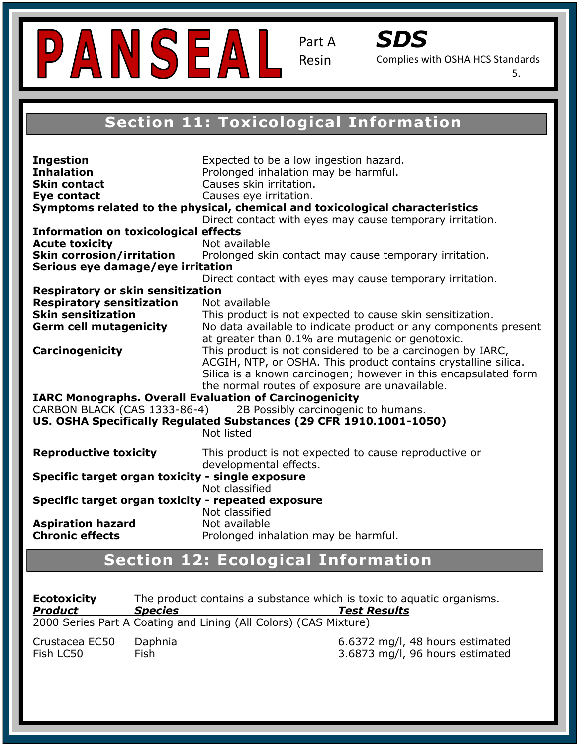# PANSEAL

Part A Resin

**SDS**

Complies with OSHA HCS Standards

## Section 11: Toxicological Information

**Ingestion** Expected to be a low ingestion hazard.

**Inhalation** Prolonged inhalation may be harmful.

**Skin contact** Causes skin irritation.

**Eye contact** Causes eye irritation.

**Symptoms related to the physical, chemical and toxicological characteristics**

Direct contact with eyes may cause temporary irritation.

**Information on toxicological effects**

**Acute toxicity** Not available

**Skin corrosion/irritation** Prolonged skin contact may cause temporary irritation.

**Serious eye damage/eye irritation**

Direct contact with eyes may cause temporary irritation.

**Respiratory or skin sensitization**

**Respiratory sensitization** Not available

**Skin sensitization** This product is not expected to cause skin sensitization.

**Germ cell mutagenicity** No data available to indicate product or any components present at greater than 0.1% are mutagenic or genotoxic.

**Carcinogenicity** This product is not considered to be a carcinogen by IARC, ACGIH, NTP, or OSHA. This product contains crystalline silica. Silica is a known carcinogen; however in this encapsulated form the normal routes of exposure are unavailable.

**IARC Monographs. Overall Evaluation of Carcinogenicity**

CARBON BLACK (CAS 1333-86-4) 2B Possibly carcinogenic to humans.

**US. OSHA Specifically Regulated Substances (29 CFR 1910.1001-1050)**

Not listed

**Reproductive toxicity** This product is not expected to cause reproductive or developmental effects.

**Specific target organ toxicity - single exposure**

Not classified

**Specific target organ toxicity - repeated exposure**

Not classified

**Aspiration hazard** Not available

**Chronic effects** Prolonged inhalation may be harmful.

## Section 12: Ecological Information

**Ecotoxicity** The product contains a substance which is toxic to aquatic organisms.

| ***Product*** | ***Species*** | ***Test Results*** |
|---|---|---|
| 2000 Series Part A Coating and Lining (All Colors) (CAS Mixture) | | |
| Crustacea EC50 | Daphnia | 6.6372 mg/l, 48 hours estimated |
| Fish LC50 | Fish | 3.6873 mg/l, 96 hours estimated |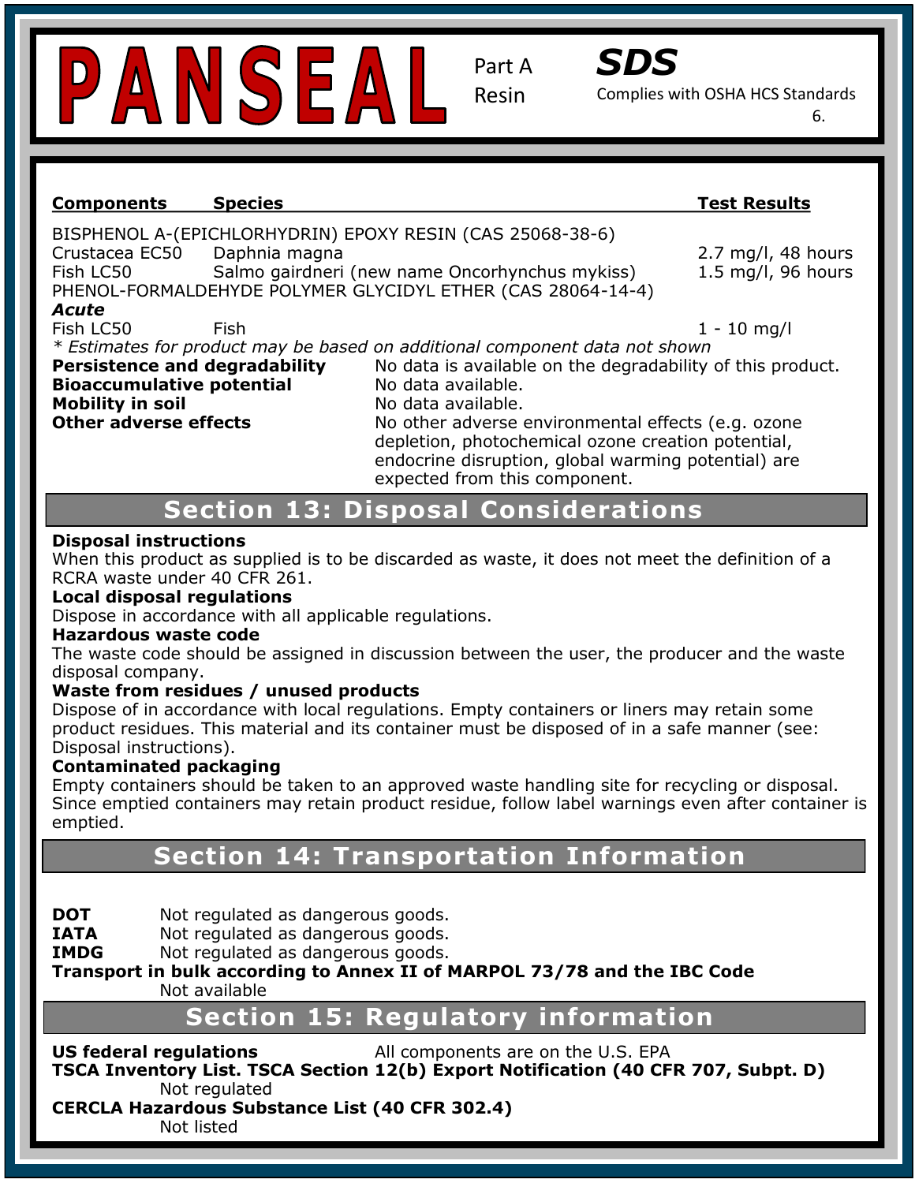| Components | Species | Test Results |
|---|---|---|
| BISPHENOL A-(EPICHLORHYDRIN) EPOXY RESIN (CAS 25068-38-6) | | |
| Crustacea EC50 | Daphnia magna | 2.7 mg/l, 48 hours |
| Fish LC50 | Salmo gairdneri (new name Oncorhynchus mykiss) | 1.5 mg/l, 96 hours |
| PHENOL-FORMALDEHYDE POLYMER GLYCIDYL ETHER (CAS 28064-14-4) | | |
| ***Acute*** | | |
| Fish LC50 | Fish | 1 - 10 mg/l |

*\* Estimates for product may be based on additional component data not shown*

**Persistence and degradability** No data is available on the degradability of this product.

**Bioaccumulative potential** No data available.

**Mobility in soil** No data available.

**Other adverse effects** No other adverse environmental effects (e.g. ozone depletion, photochemical ozone creation potential, endocrine disruption, global warming potential) are expected from this component.

## Section 13: Disposal Considerations

**Disposal instructions**
When this product as supplied is to be discarded as waste, it does not meet the definition of a RCRA waste under 40 CFR 261.

**Local disposal regulations**
Dispose in accordance with all applicable regulations.

**Hazardous waste code**
The waste code should be assigned in discussion between the user, the producer and the waste disposal company.

**Waste from residues / unused products**
Dispose of in accordance with local regulations. Empty containers or liners may retain some product residues. This material and its container must be disposed of in a safe manner (see: Disposal instructions).

**Contaminated packaging**
Empty containers should be taken to an approved waste handling site for recycling or disposal. Since emptied containers may retain product residue, follow label warnings even after container is emptied.

## Section 14: Transportation Information

**DOT** Not regulated as dangerous goods.
**IATA** Not regulated as dangerous goods.
**IMDG** Not regulated as dangerous goods.

**Transport in bulk according to Annex II of MARPOL 73/78 and the IBC Code**
Not available

## Section 15: Regulatory information

**US federal regulations** All components are on the U.S. EPA

**TSCA Inventory List. TSCA Section 12(b) Export Notification (40 CFR 707, Subpt. D)**
Not regulated

**CERCLA Hazardous Substance List (40 CFR 302.4)**
Not listed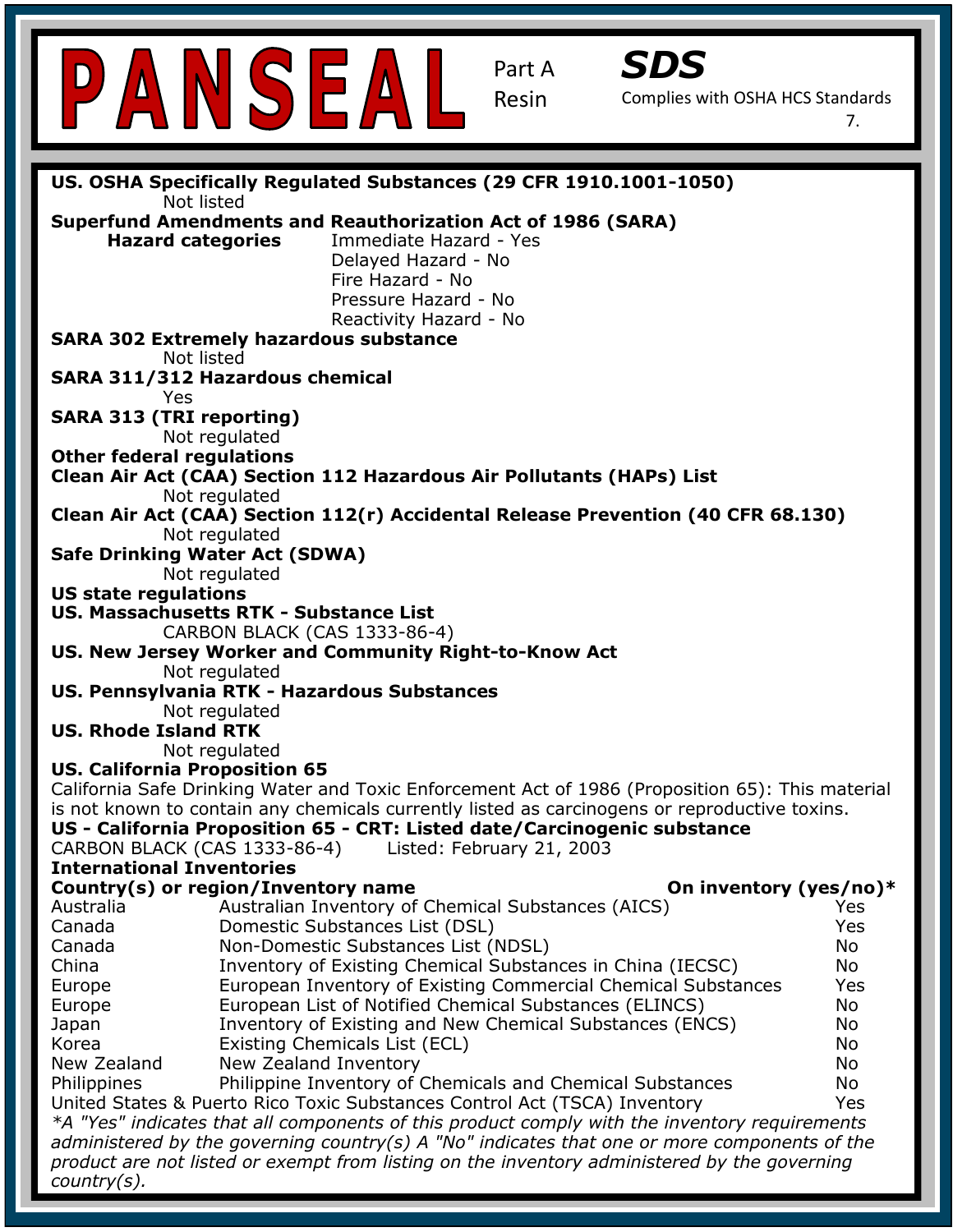**US. OSHA Specifically Regulated Substances (29 CFR 1910.1001-1050)**

Not listed

**Superfund Amendments and Reauthorization Act of 1986 (SARA)**

**Hazard categories**

Immediate Hazard - Yes
Delayed Hazard - No
Fire Hazard - No
Pressure Hazard - No
Reactivity Hazard - No

**SARA 302 Extremely hazardous substance**

Not listed

**SARA 311/312 Hazardous chemical**

Yes

**SARA 313 (TRI reporting)**

Not regulated

**Other federal regulations**

**Clean Air Act (CAA) Section 112 Hazardous Air Pollutants (HAPs) List**

Not regulated

**Clean Air Act (CAA) Section 112(r) Accidental Release Prevention (40 CFR 68.130)**

Not regulated

**Safe Drinking Water Act (SDWA)**

Not regulated

**US state regulations**

**US. Massachusetts RTK - Substance List**

CARBON BLACK (CAS 1333-86-4)

**US. New Jersey Worker and Community Right-to-Know Act**

Not regulated

**US. Pennsylvania RTK - Hazardous Substances**

Not regulated

**US. Rhode Island RTK**

Not regulated

**US. California Proposition 65**

California Safe Drinking Water and Toxic Enforcement Act of 1986 (Proposition 65): This material is not known to contain any chemicals currently listed as carcinogens or reproductive toxins.

**US - California Proposition 65 - CRT: Listed date/Carcinogenic substance**

CARBON BLACK (CAS 1333-86-4) Listed: February 21, 2003

**International Inventories**

| Country(s) or region | Inventory name | On inventory (yes/no)* |
|---|---|---|
| Australia | Australian Inventory of Chemical Substances (AICS) | Yes |
| Canada | Domestic Substances List (DSL) | Yes |
| Canada | Non-Domestic Substances List (NDSL) | No |
| China | Inventory of Existing Chemical Substances in China (IECSC) | No |
| Europe | European Inventory of Existing Commercial Chemical Substances | Yes |
| Europe | European List of Notified Chemical Substances (ELINCS) | No |
| Japan | Inventory of Existing and New Chemical Substances (ENCS) | No |
| Korea | Existing Chemicals List (ECL) | No |
| New Zealand | New Zealand Inventory | No |
| Philippines | Philippine Inventory of Chemicals and Chemical Substances | No |
| United States & Puerto Rico | Toxic Substances Control Act (TSCA) Inventory | Yes |

*\*A "Yes" indicates that all components of this product comply with the inventory requirements administered by the governing country(s) A "No" indicates that one or more components of the product are not listed or exempt from listing on the inventory administered by the governing country(s).*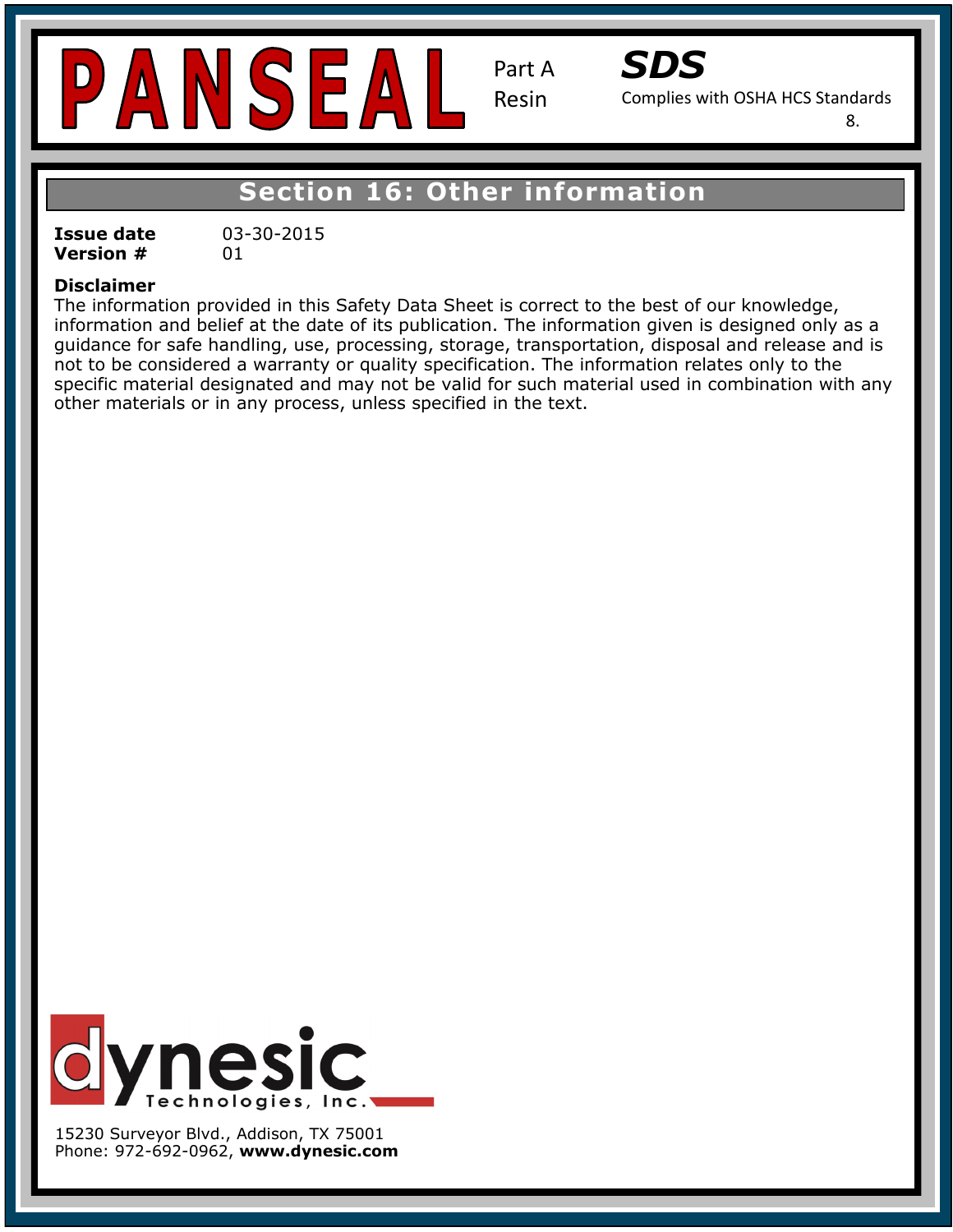## Section 16: Other information

**Issue date** 03-30-2015
**Version #** 01

**Disclaimer**
The information provided in this Safety Data Sheet is correct to the best of our knowledge, information and belief at the date of its publication. The information given is designed only as a guidance for safe handling, use, processing, storage, transportation, disposal and release and is not to be considered a warranty or quality specification. The information relates only to the specific material designated and may not be valid for such material used in combination with any other materials or in any process, unless specified in the text.

dynesic Technologies, Inc.

15230 Surveyor Blvd., Addison, TX 75001
Phone: 972-692-0962, **www.dynesic.com**